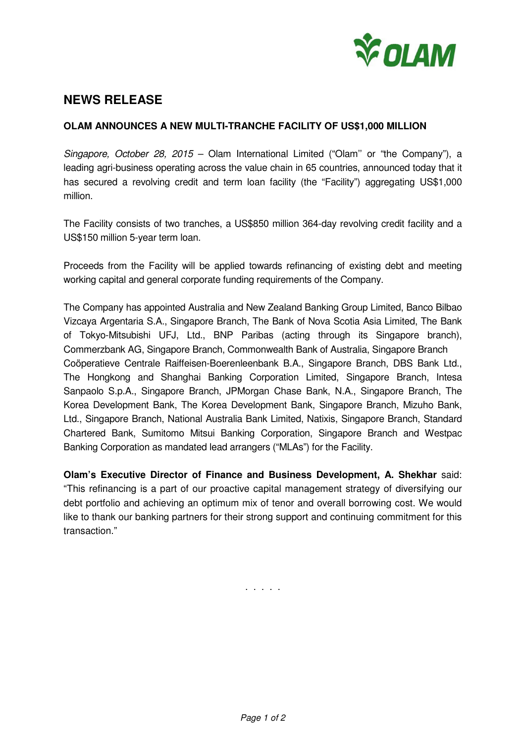# NEWS RELEASE

**OLAM ANNOUNCES A NEW MULTI-TRANCHE FACILITY OF US$1,000 MILLION**

*Singapore, October 28, 2015* – Olam International Limited ("Olam'' or "the Company"), a leading agri-business operating across the value chain in 65 countries, announced today that it has secured a revolving credit and term loan facility (the "Facility") aggregating US$1,000 million.

The Facility consists of two tranches, a US$850 million 364-day revolving credit facility and a US$150 million 5-year term loan.

Proceeds from the Facility will be applied towards refinancing of existing debt and meeting working capital and general corporate funding requirements of the Company.

The Company has appointed Australia and New Zealand Banking Group Limited, Banco Bilbao Vizcaya Argentaria S.A., Singapore Branch, The Bank of Nova Scotia Asia Limited, The Bank of Tokyo-Mitsubishi UFJ, Ltd., BNP Paribas (acting through its Singapore branch), Commerzbank AG, Singapore Branch, Commonwealth Bank of Australia, Singapore Branch Coöperatieve Centrale Raiffeisen-Boerenleenbank B.A., Singapore Branch, DBS Bank Ltd., The Hongkong and Shanghai Banking Corporation Limited, Singapore Branch, Intesa Sanpaolo S.p.A., Singapore Branch, JPMorgan Chase Bank, N.A., Singapore Branch, The Korea Development Bank, The Korea Development Bank, Singapore Branch, Mizuho Bank, Ltd., Singapore Branch, National Australia Bank Limited, Natixis, Singapore Branch, Standard Chartered Bank, Sumitomo Mitsui Banking Corporation, Singapore Branch and Westpac Banking Corporation as mandated lead arrangers ("MLAs") for the Facility.

**Olam's Executive Director of Finance and Business Development, A. Shekhar** said: "This refinancing is a part of our proactive capital management strategy of diversifying our debt portfolio and achieving an optimum mix of tenor and overall borrowing cost. We would like to thank our banking partners for their strong support and continuing commitment for this transaction."

. . . . .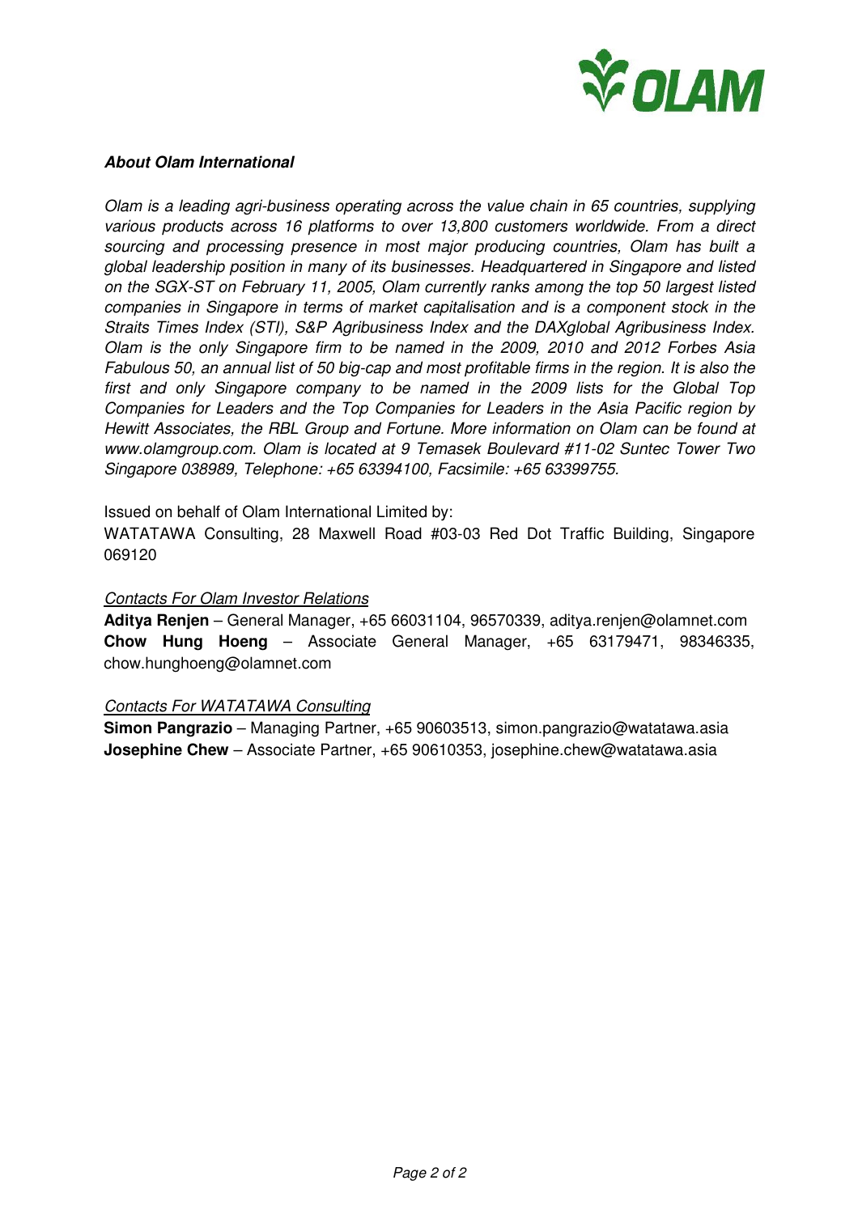***About Olam International***

*Olam is a leading agri-business operating across the value chain in 65 countries, supplying various products across 16 platforms to over 13,800 customers worldwide. From a direct sourcing and processing presence in most major producing countries, Olam has built a global leadership position in many of its businesses. Headquartered in Singapore and listed on the SGX-ST on February 11, 2005, Olam currently ranks among the top 50 largest listed companies in Singapore in terms of market capitalisation and is a component stock in the Straits Times Index (STI), S&P Agribusiness Index and the DAXglobal Agribusiness Index. Olam is the only Singapore firm to be named in the 2009, 2010 and 2012 Forbes Asia Fabulous 50, an annual list of 50 big-cap and most profitable firms in the region. It is also the first and only Singapore company to be named in the 2009 lists for the Global Top Companies for Leaders and the Top Companies for Leaders in the Asia Pacific region by Hewitt Associates, the RBL Group and Fortune. More information on Olam can be found at www.olamgroup.com. Olam is located at 9 Temasek Boulevard #11-02 Suntec Tower Two Singapore 038989, Telephone: +65 63394100, Facsimile: +65 63399755.*

Issued on behalf of Olam International Limited by:
WATATAWA Consulting, 28 Maxwell Road #03-03 Red Dot Traffic Building, Singapore 069120

*Contacts For Olam Investor Relations*

**Aditya Renjen** – General Manager, +65 66031104, 96570339, aditya.renjen@olamnet.com
**Chow Hung Hoeng** – Associate General Manager, +65 63179471, 98346335, chow.hunghoeng@olamnet.com

*Contacts For WATATAWA Consulting*

**Simon Pangrazio** – Managing Partner, +65 90603513, simon.pangrazio@watatawa.asia
**Josephine Chew** – Associate Partner, +65 90610353, josephine.chew@watatawa.asia